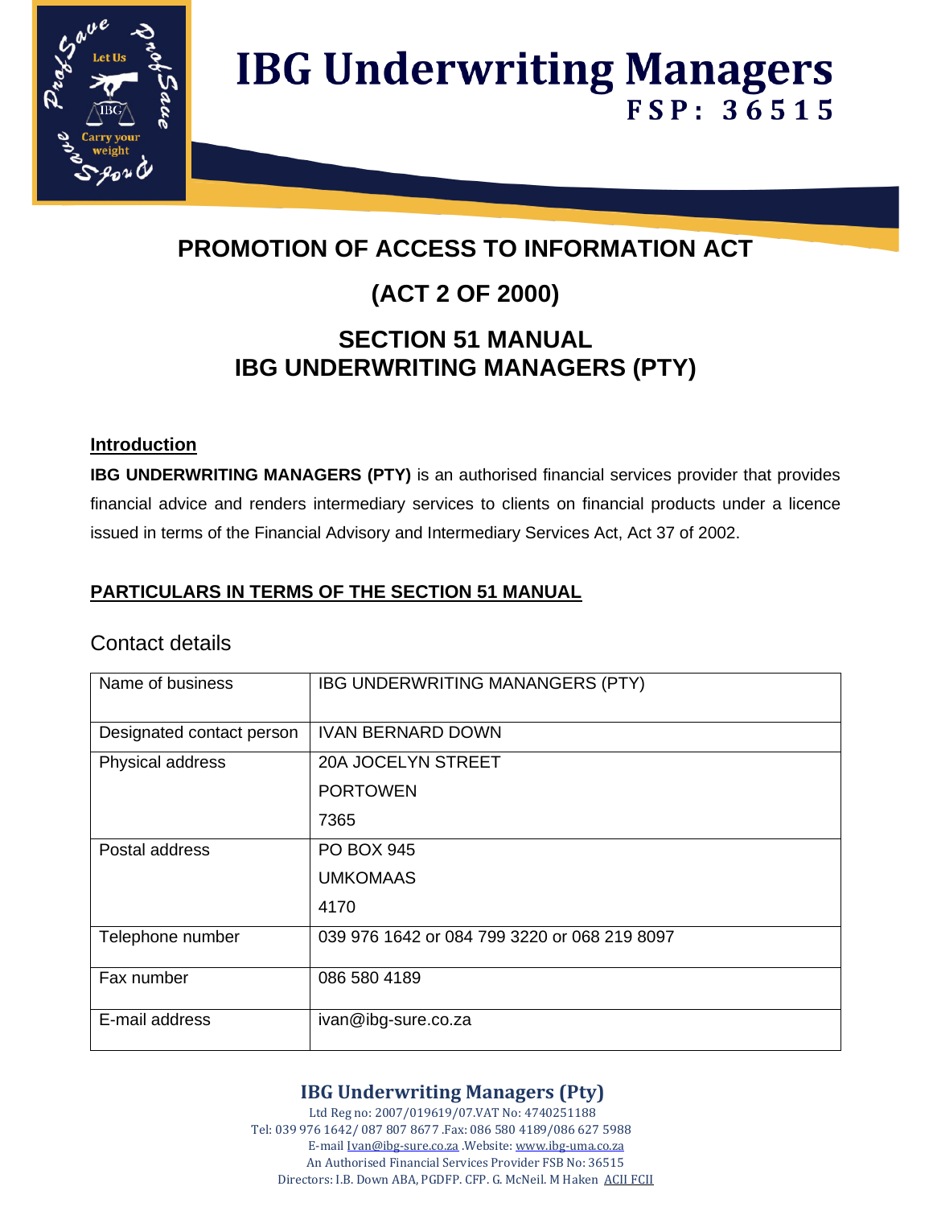# IBG Underwriting Managers
**FSP: 36515**

## PROMOTION OF ACCESS TO INFORMATION ACT

## (ACT 2 OF 2000)

## SECTION 51 MANUAL
## IBG UNDERWRITING MANAGERS (PTY)

### Introduction

**IBG UNDERWRITING MANAGERS (PTY)** is an authorised financial services provider that provides financial advice and renders intermediary services to clients on financial products under a licence issued in terms of the Financial Advisory and Intermediary Services Act, Act 37 of 2002.

### PARTICULARS IN TERMS OF THE SECTION 51 MANUAL

Contact details

| Name of business | IBG UNDERWRITING MANANGERS (PTY) |
|---|---|
| Designated contact person | IVAN BERNARD DOWN |
| Physical address | 20A JOCELYN STREET<br>PORTOWEN<br>7365 |
| Postal address | PO BOX 945<br>UMKOMAAS<br>4170 |
| Telephone number | 039 976 1642 or 084 799 3220 or 068 219 8097 |
| Fax number | 086 580 4189 |
| E-mail address | ivan@ibg-sure.co.za |

**IBG Underwriting Managers (Pty)**
Ltd Reg no: 2007/019619/07.VAT No: 4740251188
Tel: 039 976 1642/ 087 807 8677 .Fax: 086 580 4189/086 627 5988
E-mail Ivan@ibg-sure.co.za .Website: www.ibg-uma.co.za
An Authorised Financial Services Provider FSB No: 36515
Directors: I.B. Down ABA, PGDFP. CFP. G. McNeil. M Haken ACII FCII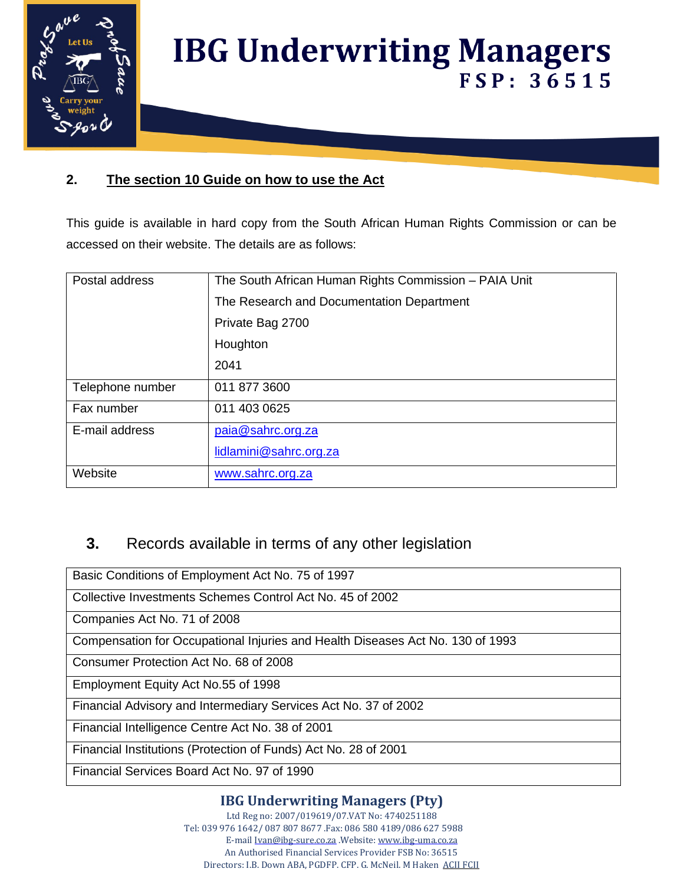## 2. The section 10 Guide on how to use the Act

This guide is available in hard copy from the South African Human Rights Commission or can be accessed on their website. The details are as follows:

| | |
|---|---|
| Postal address | The South African Human Rights Commission – PAIA Unit<br>The Research and Documentation Department<br>Private Bag 2700<br>Houghton<br>2041 |
| Telephone number | 011 877 3600 |
| Fax number | 011 403 0625 |
| E-mail address | paia@sahrc.org.za<br>lidlamini@sahrc.org.za |
| Website | www.sahrc.org.za |

## 3. Records available in terms of any other legislation

| |
|---|
| Basic Conditions of Employment Act No. 75 of 1997 |
| Collective Investments Schemes Control Act No. 45 of 2002 |
| Companies Act No. 71 of 2008 |
| Compensation for Occupational Injuries and Health Diseases Act No. 130 of 1993 |
| Consumer Protection Act No. 68 of 2008 |
| Employment Equity Act No.55 of 1998 |
| Financial Advisory and Intermediary Services Act No. 37 of 2002 |
| Financial Intelligence Centre Act No. 38 of 2001 |
| Financial Institutions (Protection of Funds) Act No. 28 of 2001 |
| Financial Services Board Act No. 97 of 1990 |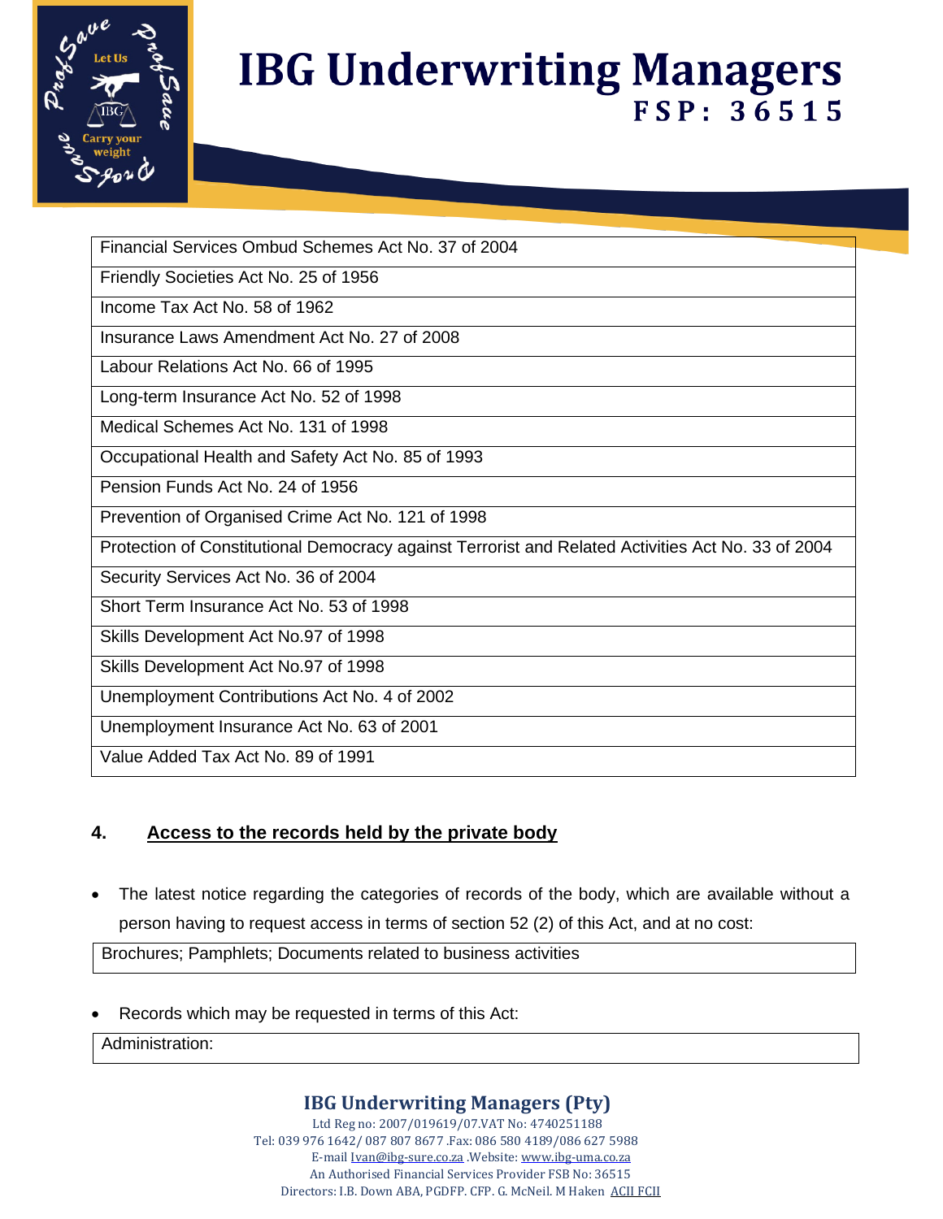| Financial Services Ombud Schemes Act No. 37 of 2004 |
|---|
| Friendly Societies Act No. 25 of 1956 |
| Income Tax Act No. 58 of 1962 |
| Insurance Laws Amendment Act No. 27 of 2008 |
| Labour Relations Act No. 66 of 1995 |
| Long-term Insurance Act No. 52 of 1998 |
| Medical Schemes Act No. 131 of 1998 |
| Occupational Health and Safety Act No. 85 of 1993 |
| Pension Funds Act No. 24 of 1956 |
| Prevention of Organised Crime Act No. 121 of 1998 |
| Protection of Constitutional Democracy against Terrorist and Related Activities Act No. 33 of 2004 |
| Security Services Act No. 36 of 2004 |
| Short Term Insurance Act No. 53 of 1998 |
| Skills Development Act No.97 of 1998 |
| Skills Development Act No.97 of 1998 |
| Unemployment Contributions Act No. 4 of 2002 |
| Unemployment Insurance Act No. 63 of 2001 |
| Value Added Tax Act No. 89 of 1991 |

## 4. Access to the records held by the private body

- The latest notice regarding the categories of records of the body, which are available without a person having to request access in terms of section 52 (2) of this Act, and at no cost:

| Brochures; Pamphlets; Documents related to business activities |
|---|

- Records which may be requested in terms of this Act:

| Administration: |
|---|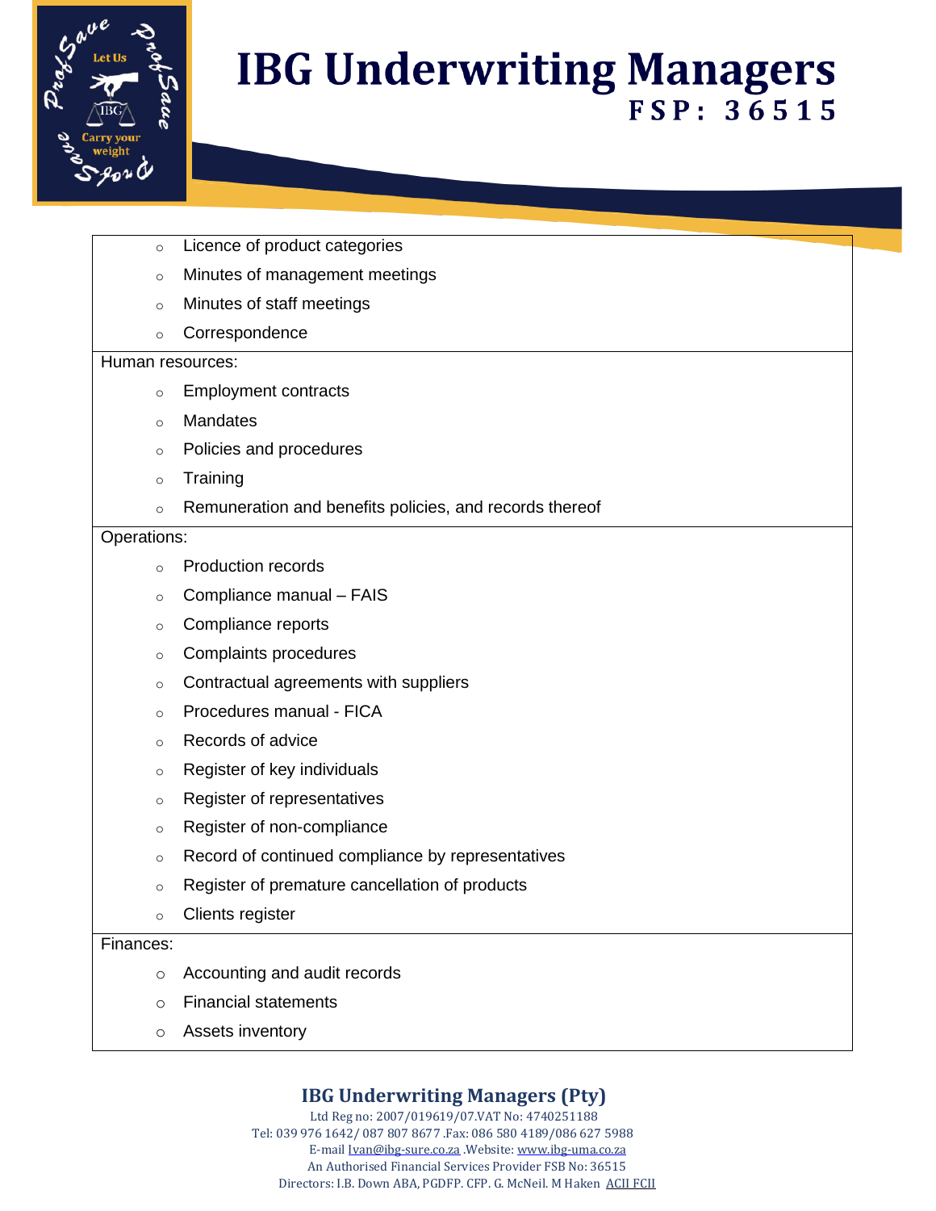- Licence of product categories
- Minutes of management meetings
- Minutes of staff meetings
- Correspondence

Human resources:

- Employment contracts
- Mandates
- Policies and procedures
- Training
- Remuneration and benefits policies, and records thereof

Operations:

- Production records
- Compliance manual – FAIS
- Compliance reports
- Complaints procedures
- Contractual agreements with suppliers
- Procedures manual - FICA
- Records of advice
- Register of key individuals
- Register of representatives
- Register of non-compliance
- Record of continued compliance by representatives
- Register of premature cancellation of products
- Clients register

Finances:

- Accounting and audit records
- Financial statements
- Assets inventory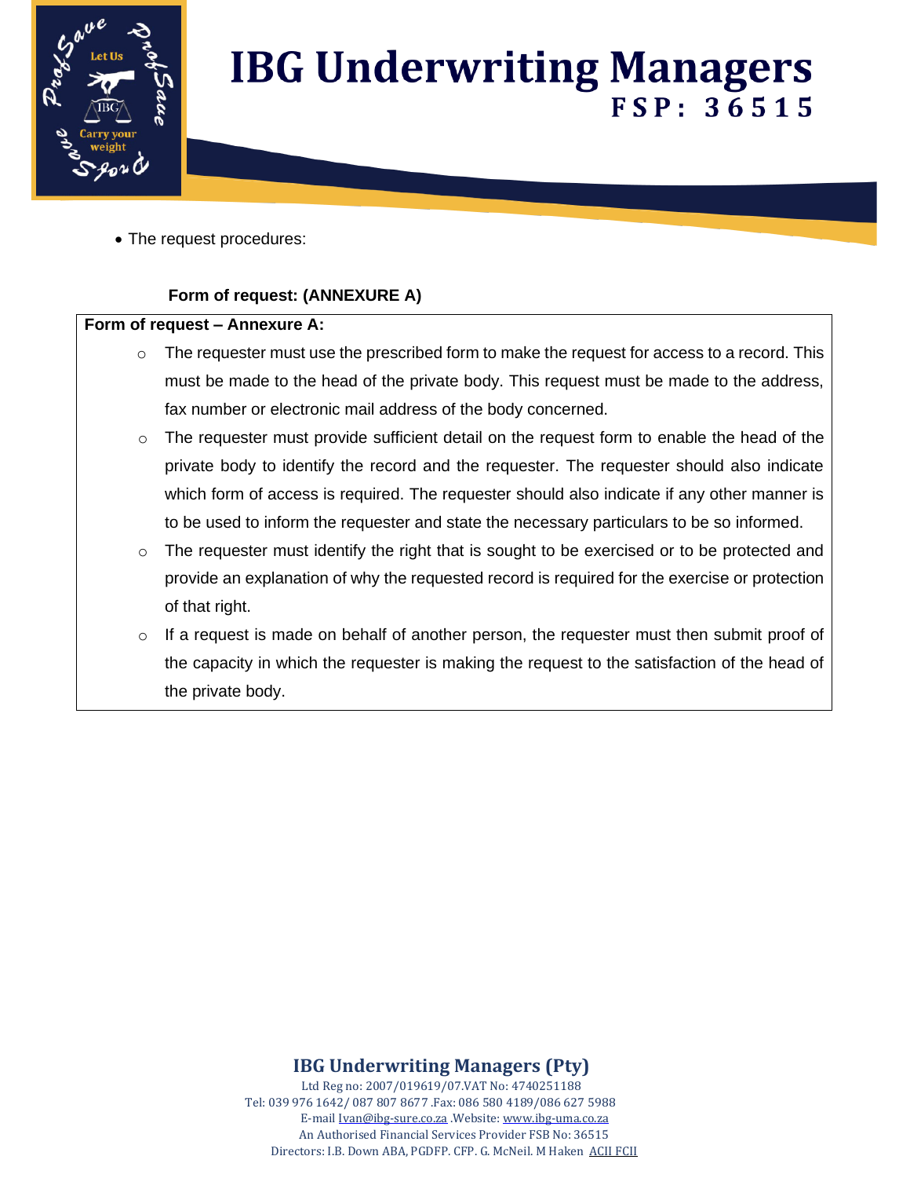- The request procedures:

**Form of request: (ANNEXURE A)**

**Form of request – Annexure A:**

- The requester must use the prescribed form to make the request for access to a record. This must be made to the head of the private body. This request must be made to the address, fax number or electronic mail address of the body concerned.
- The requester must provide sufficient detail on the request form to enable the head of the private body to identify the record and the requester. The requester should also indicate which form of access is required. The requester should also indicate if any other manner is to be used to inform the requester and state the necessary particulars to be so informed.
- The requester must identify the right that is sought to be exercised or to be protected and provide an explanation of why the requested record is required for the exercise or protection of that right.
- If a request is made on behalf of another person, the requester must then submit proof of the capacity in which the requester is making the request to the satisfaction of the head of the private body.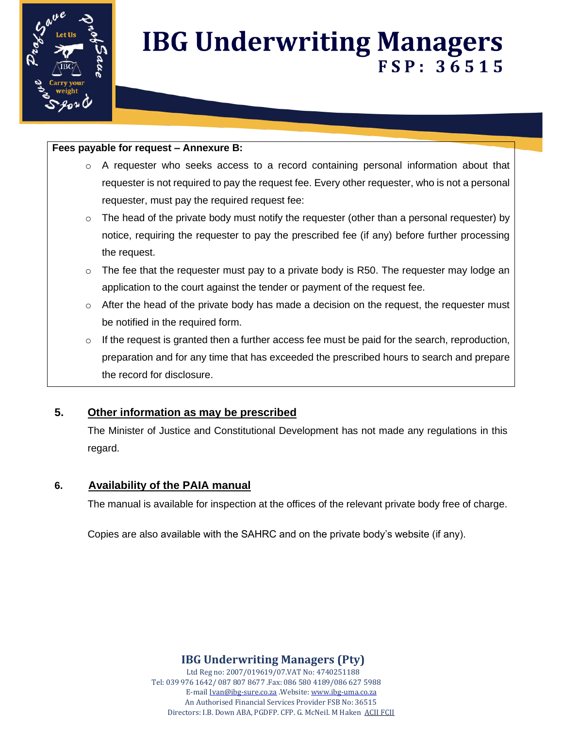**Fees payable for request – Annexure B:**

- A requester who seeks access to a record containing personal information about that requester is not required to pay the request fee. Every other requester, who is not a personal requester, must pay the required request fee:
- The head of the private body must notify the requester (other than a personal requester) by notice, requiring the requester to pay the prescribed fee (if any) before further processing the request.
- The fee that the requester must pay to a private body is R50. The requester may lodge an application to the court against the tender or payment of the request fee.
- After the head of the private body has made a decision on the request, the requester must be notified in the required form.
- If the request is granted then a further access fee must be paid for the search, reproduction, preparation and for any time that has exceeded the prescribed hours to search and prepare the record for disclosure.

## 5. Other information as may be prescribed

The Minister of Justice and Constitutional Development has not made any regulations in this regard.

## 6. Availability of the PAIA manual

The manual is available for inspection at the offices of the relevant private body free of charge.

Copies are also available with the SAHRC and on the private body's website (if any).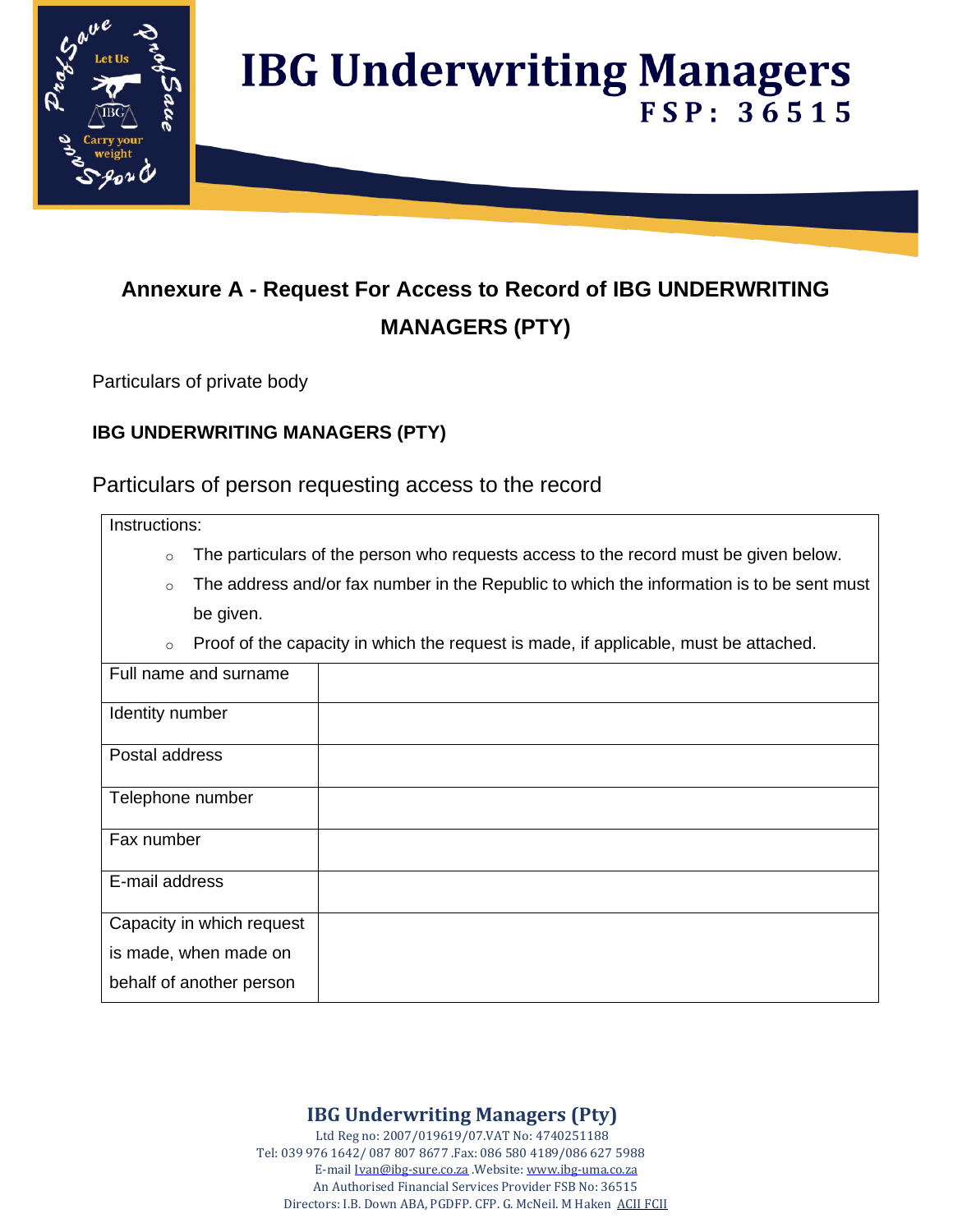## Annexure A - Request For Access to Record of IBG UNDERWRITING MANAGERS (PTY)

Particulars of private body

**IBG UNDERWRITING MANAGERS (PTY)**

### Particulars of person requesting access to the record

| Instructions: | |
|---|---|
| ◦ The particulars of the person who requests access to the record must be given below.<br>◦ The address and/or fax number in the Republic to which the information is to be sent must be given.<br>◦ Proof of the capacity in which the request is made, if applicable, must be attached. | |
| Full name and surname | |
| Identity number | |
| Postal address | |
| Telephone number | |
| Fax number | |
| E-mail address | |
| Capacity in which request is made, when made on behalf of another person | |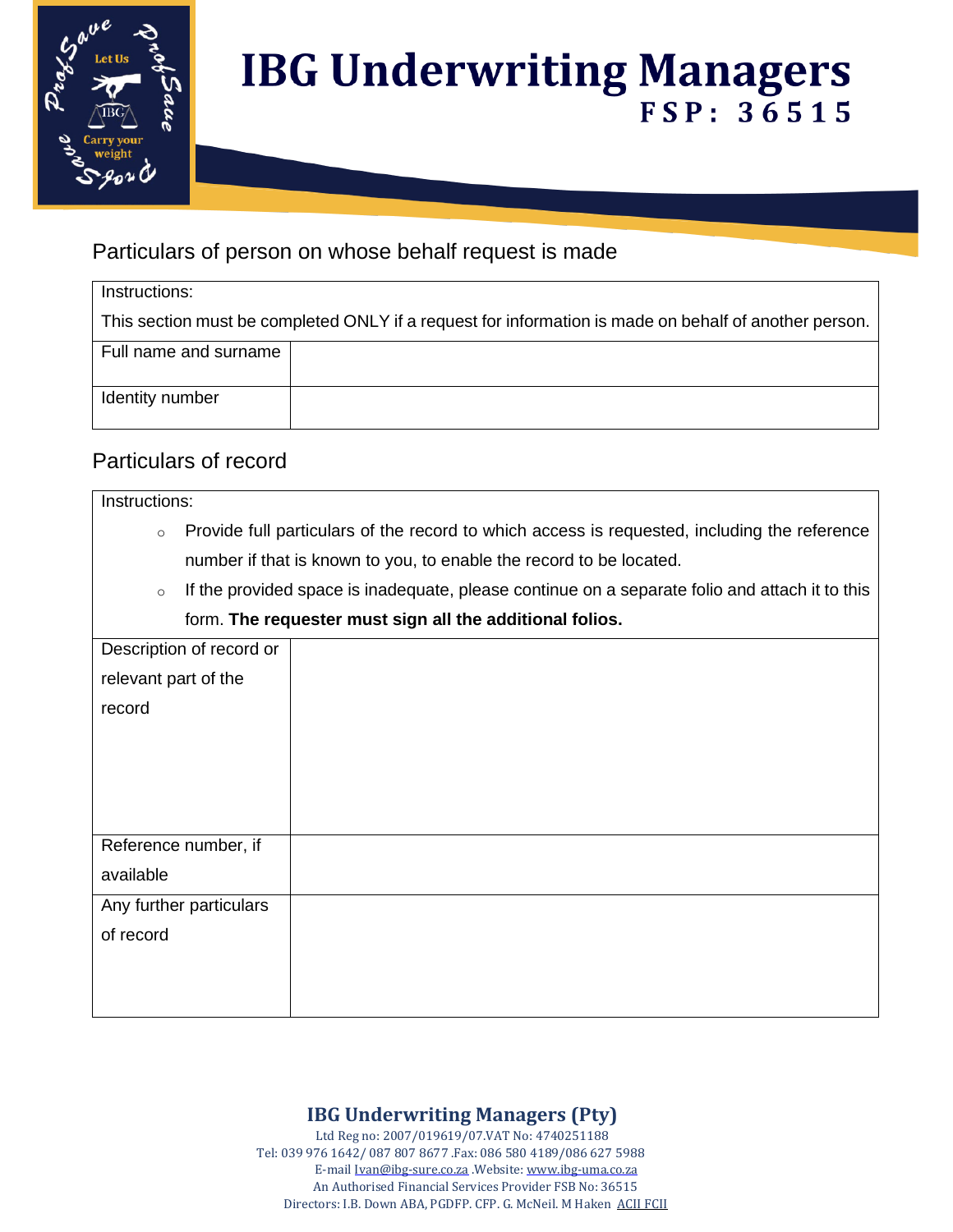## Particulars of person on whose behalf request is made

| Instructions:<br>This section must be completed ONLY if a request for information is made on behalf of another person. | |
|---|---|
| Full name and surname | |
| Identity number | |

## Particulars of record

| Instructions:<br>◦ Provide full particulars of the record to which access is requested, including the reference number if that is known to you, to enable the record to be located.<br>◦ If the provided space is inadequate, please continue on a separate folio and attach it to this form. **The requester must sign all the additional folios.** | |
|---|---|
| Description of record or relevant part of the record | |
| Reference number, if available | |
| Any further particulars of record | |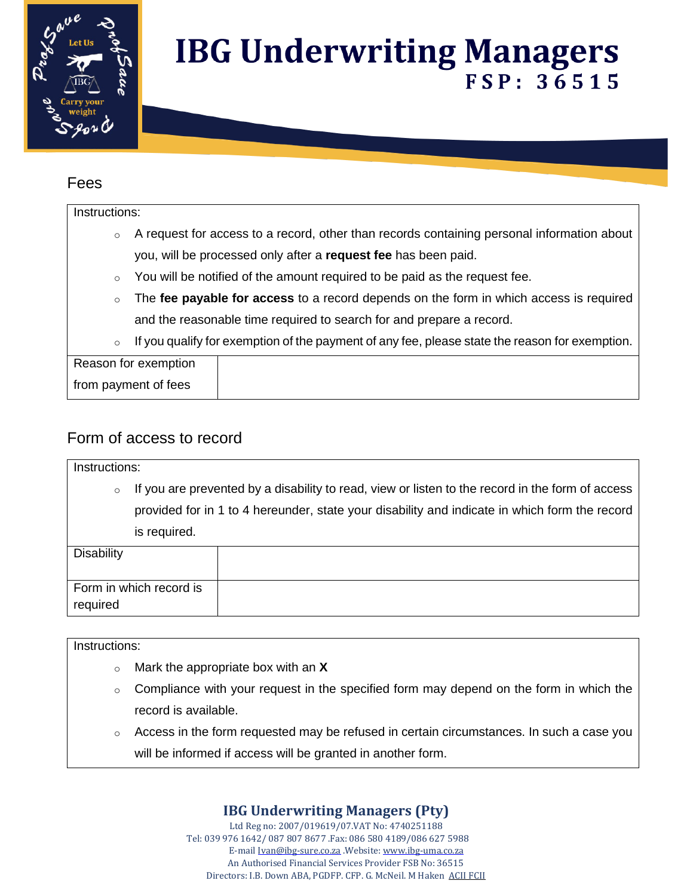## Fees

| Instructions: | |
|---|---|
| ○ A request for access to a record, other than records containing personal information about you, will be processed only after a **request fee** has been paid.<br>○ You will be notified of the amount required to be paid as the request fee.<br>○ The **fee payable for access** to a record depends on the form in which access is required and the reasonable time required to search for and prepare a record.<br>○ If you qualify for exemption of the payment of any fee, please state the reason for exemption. | |
| Reason for exemption from payment of fees | |

## Form of access to record

| Instructions: | |
|---|---|
| ○ If you are prevented by a disability to read, view or listen to the record in the form of access provided for in 1 to 4 hereunder, state your disability and indicate in which form the record is required. | |
| Disability | |
| Form in which record is required | |

| Instructions: |
|---|
| ○ Mark the appropriate box with an **X**<br>○ Compliance with your request in the specified form may depend on the form in which the record is available.<br>○ Access in the form requested may be refused in certain circumstances. In such a case you will be informed if access will be granted in another form. |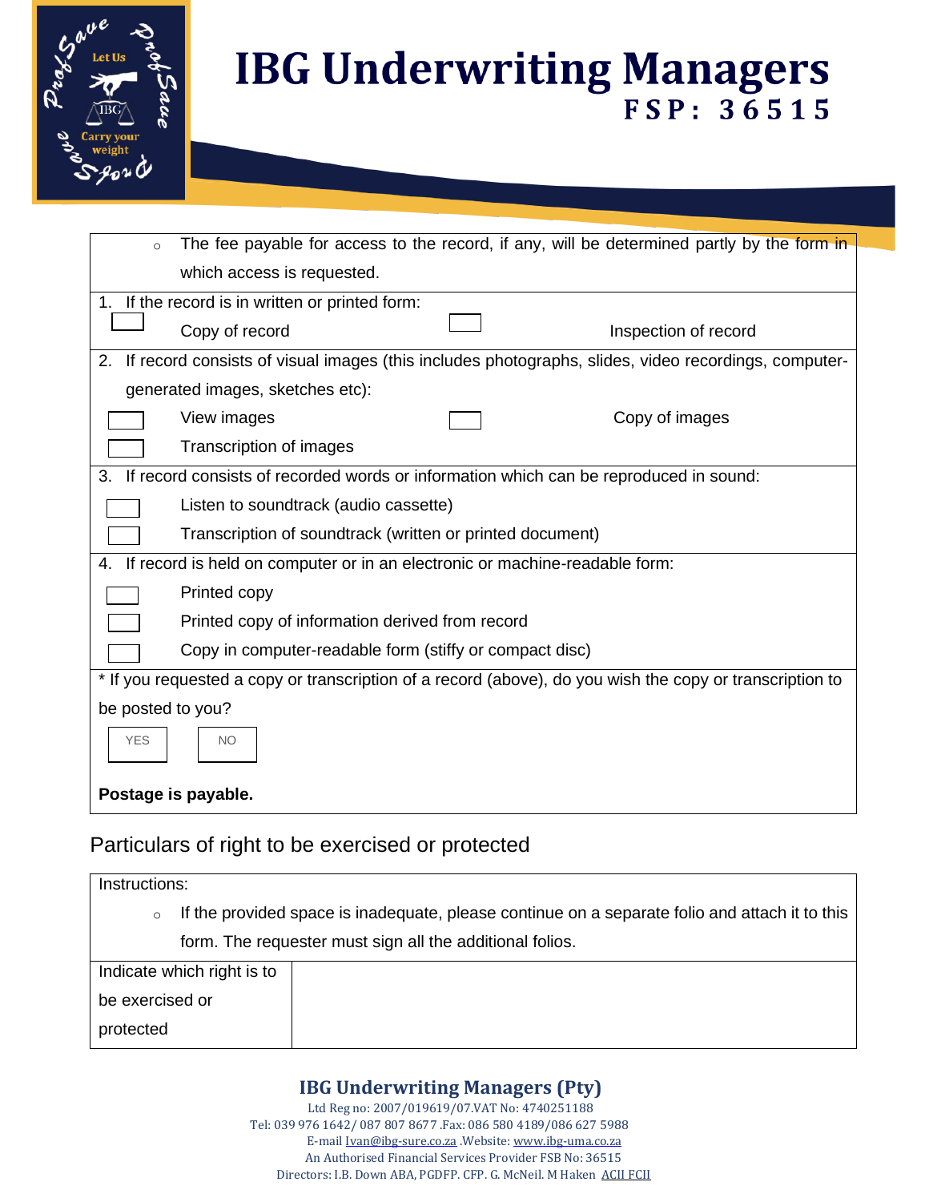# IBG Underwriting Managers
**FSP: 36515**

- The fee payable for access to the record, if any, will be determined partly by the form in which access is requested.

1. If the record is in written or printed form:

☐ Copy of record ☐ Inspection of record

2. If record consists of visual images (this includes photographs, slides, video recordings, computer-generated images, sketches etc):

☐ View images ☐ Copy of images

☐ Transcription of images

3. If record consists of recorded words or information which can be reproduced in sound:

☐ Listen to soundtrack (audio cassette)

☐ Transcription of soundtrack (written or printed document)

4. If record is held on computer or in an electronic or machine-readable form:

☐ Printed copy

☐ Printed copy of information derived from record

☐ Copy in computer-readable form (stiffy or compact disc)

* If you requested a copy or transcription of a record (above), do you wish the copy or transcription to be posted to you?

☐ YES ☐ NO

**Postage is payable.**

## Particulars of right to be exercised or protected

Instructions:

- If the provided space is inadequate, please continue on a separate folio and attach it to this form. The requester must sign all the additional folios.

| Indicate which right is to be exercised or protected | |
|---|---|

**IBG Underwriting Managers (Pty)**
Ltd Reg no: 2007/019619/07.VAT No: 4740251188
Tel: 039 976 1642/ 087 807 8677 .Fax: 086 580 4189/086 627 5988
E-mail Ivan@ibg-sure.co.za .Website: www.ibg-uma.co.za
An Authorised Financial Services Provider FSB No: 36515
Directors: I.B. Down ABA, PGDFP. CFP. G. McNeil. M Haken ACII FCII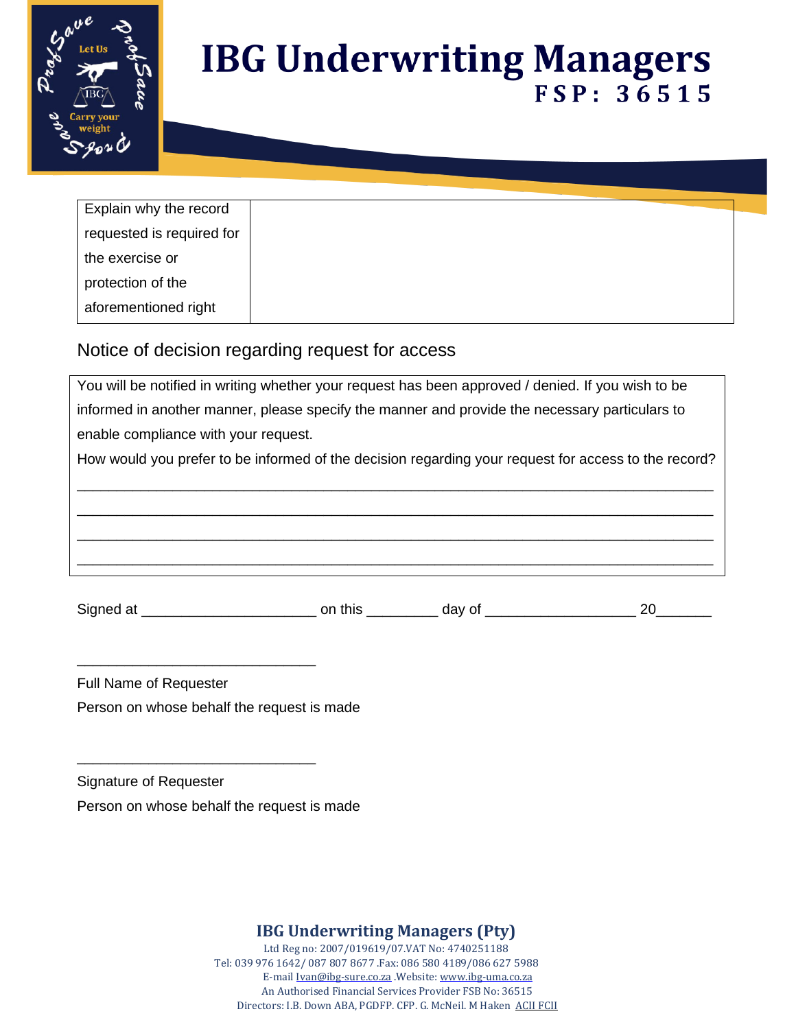| Explain why the record requested is required for the exercise or protection of the aforementioned right | |
|---|---|

## Notice of decision regarding request for access

You will be notified in writing whether your request has been approved / denied. If you wish to be informed in another manner, please specify the manner and provide the necessary particulars to enable compliance with your request.

How would you prefer to be informed of the decision regarding your request for access to the record?

_______________________________________________________________________________

_______________________________________________________________________________

_______________________________________________________________________________

_______________________________________________________________________________

Signed at ______________________ on this _________ day of ___________________ 20_______

______________________________

Full Name of Requester

Person on whose behalf the request is made

______________________________

Signature of Requester

Person on whose behalf the request is made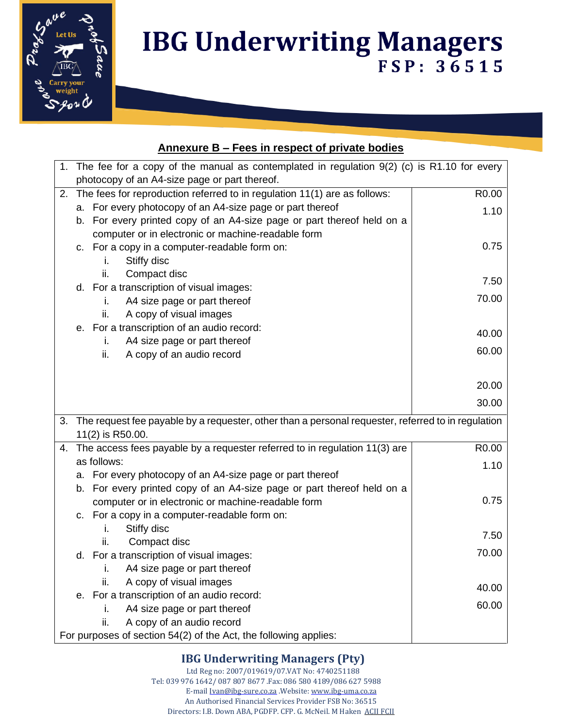## Annexure B – Fees in respect of private bodies

| | |
|---|---|
| 1. The fee for a copy of the manual as contemplated in regulation 9(2) (c) is R1.10 for every photocopy of an A4-size page or part thereof. | |
| 2. The fees for reproduction referred to in regulation 11(1) are as follows: | R0.00 |
| a. For every photocopy of an A4-size page or part thereof | 1.10 |
| b. For every printed copy of an A4-size page or part thereof held on a computer or in electronic or machine-readable form | 0.75 |
| c. For a copy in a computer-readable form on: | |
| i. Stiffy disc | 7.50 |
| ii. Compact disc | 70.00 |
| d. For a transcription of visual images: | |
| i. A4 size page or part thereof | 40.00 |
| ii. A copy of visual images | 60.00 |
| e. For a transcription of an audio record: | |
| i. A4 size page or part thereof | 20.00 |
| ii. A copy of an audio record | 30.00 |
| 3. The request fee payable by a requester, other than a personal requester, referred to in regulation 11(2) is R50.00. | |
| 4. The access fees payable by a requester referred to in regulation 11(3) are as follows: | R0.00 |
| a. For every photocopy of an A4-size page or part thereof | 1.10 |
| b. For every printed copy of an A4-size page or part thereof held on a computer or in electronic or machine-readable form | 0.75 |
| c. For a copy in a computer-readable form on: | |
| i. Stiffy disc | 7.50 |
| ii. Compact disc | 70.00 |
| d. For a transcription of visual images: | |
| i. A4 size page or part thereof | 40.00 |
| ii. A copy of visual images | 60.00 |
| e. For a transcription of an audio record: | |
| i. A4 size page or part thereof | |
| ii. A copy of an audio record | |
| For purposes of section 54(2) of the Act, the following applies: | |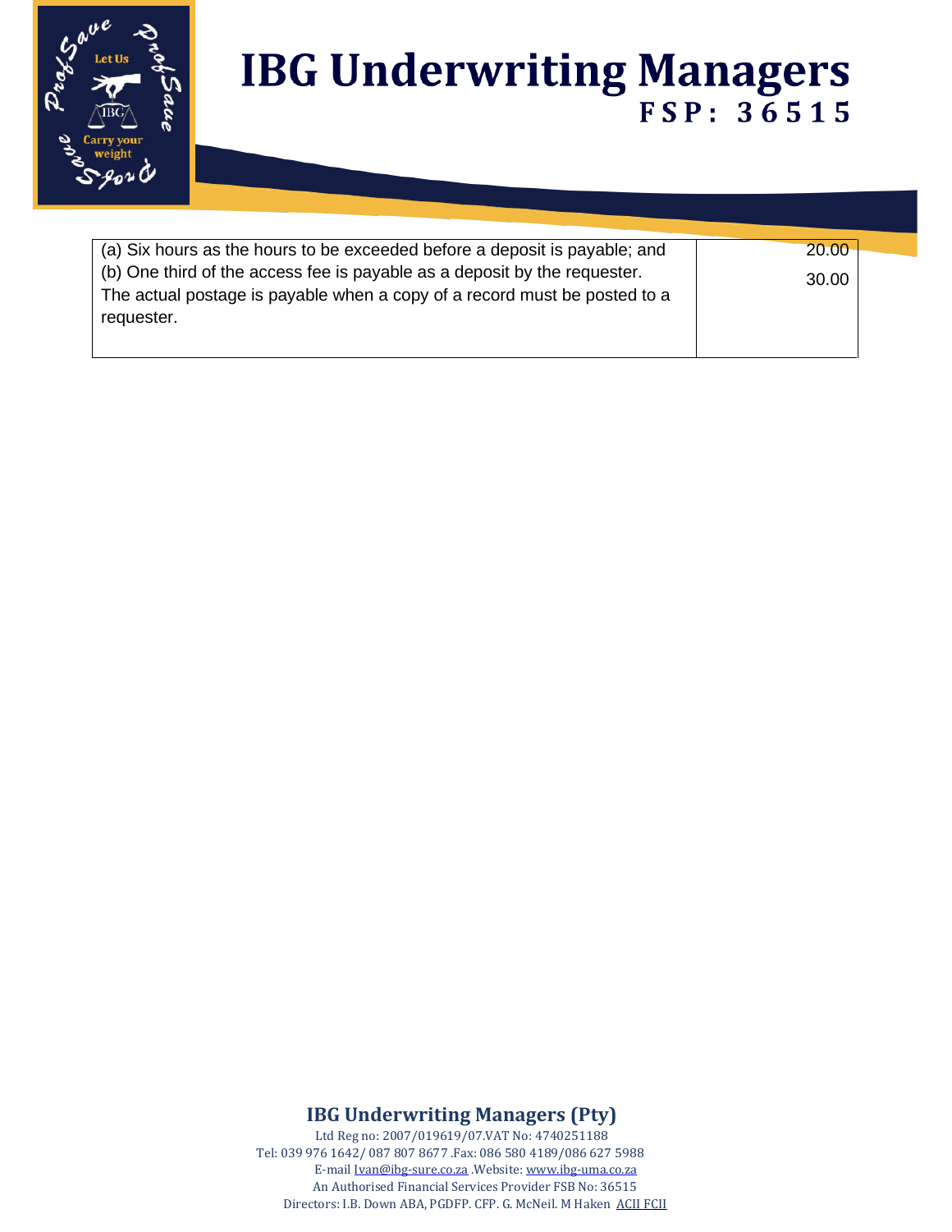| | |
|---|---|
| (a) Six hours as the hours to be exceeded before a deposit is payable; and<br>(b) One third of the access fee is payable as a deposit by the requester.<br>The actual postage is payable when a copy of a record must be posted to a requester. | 20.00<br>30.00 |